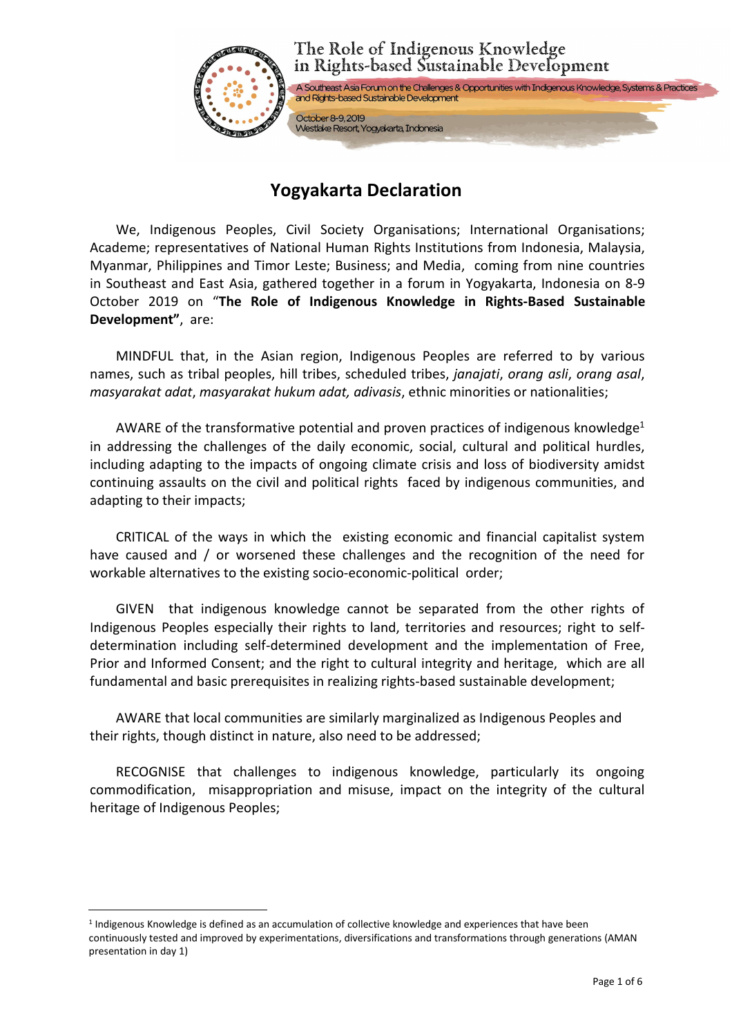The Role of Indigenous Knowledge in Rights-based Sustainable Development

A Southeast Asia Forum on the Challenges & Opportunities with Indigenous Knowledge, Systems & Practices and Rights-based Sustainable Development

October 8-9, 2019
Westlake Resort, Yogyakarta, Indonesia

# Yogyakarta Declaration

We, Indigenous Peoples, Civil Society Organisations; International Organisations; Academe; representatives of National Human Rights Institutions from Indonesia, Malaysia, Myanmar, Philippines and Timor Leste; Business; and Media, coming from nine countries in Southeast and East Asia, gathered together in a forum in Yogyakarta, Indonesia on 8-9 October 2019 on "**The Role of Indigenous Knowledge in Rights-Based Sustainable Development"**, are:

MINDFUL that, in the Asian region, Indigenous Peoples are referred to by various names, such as tribal peoples, hill tribes, scheduled tribes, *janajati*, *orang asli*, *orang asal*, *masyarakat adat*, *masyarakat hukum adat, adivasis*, ethnic minorities or nationalities;

AWARE of the transformative potential and proven practices of indigenous knowledge[1] in addressing the challenges of the daily economic, social, cultural and political hurdles, including adapting to the impacts of ongoing climate crisis and loss of biodiversity amidst continuing assaults on the civil and political rights faced by indigenous communities, and adapting to their impacts;

CRITICAL of the ways in which the existing economic and financial capitalist system have caused and / or worsened these challenges and the recognition of the need for workable alternatives to the existing socio-economic-political order;

GIVEN that indigenous knowledge cannot be separated from the other rights of Indigenous Peoples especially their rights to land, territories and resources; right to self-determination including self-determined development and the implementation of Free, Prior and Informed Consent; and the right to cultural integrity and heritage, which are all fundamental and basic prerequisites in realizing rights-based sustainable development;

AWARE that local communities are similarly marginalized as Indigenous Peoples and their rights, though distinct in nature, also need to be addressed;

RECOGNISE that challenges to indigenous knowledge, particularly its ongoing commodification, misappropriation and misuse, impact on the integrity of the cultural heritage of Indigenous Peoples;

[1] Indigenous Knowledge is defined as an accumulation of collective knowledge and experiences that have been continuously tested and improved by experimentations, diversifications and transformations through generations (AMAN presentation in day 1)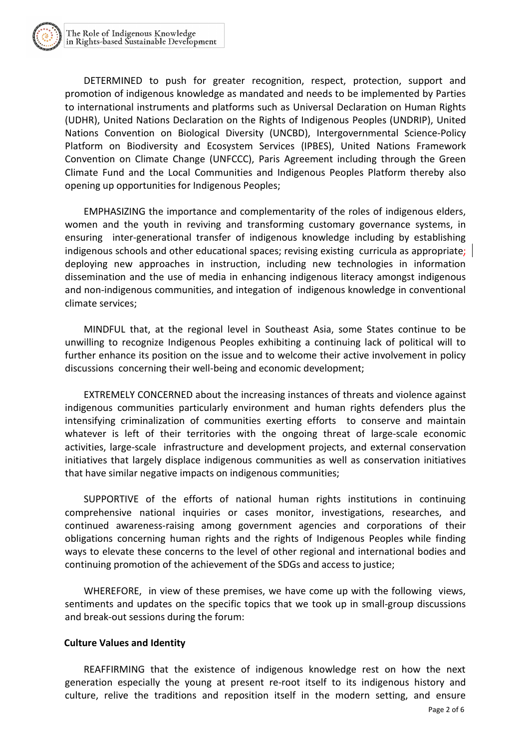DETERMINED to push for greater recognition, respect, protection, support and promotion of indigenous knowledge as mandated and needs to be implemented by Parties to international instruments and platforms such as Universal Declaration on Human Rights (UDHR), United Nations Declaration on the Rights of Indigenous Peoples (UNDRIP), United Nations Convention on Biological Diversity (UNCBD), Intergovernmental Science-Policy Platform on Biodiversity and Ecosystem Services (IPBES), United Nations Framework Convention on Climate Change (UNFCCC), Paris Agreement including through the Green Climate Fund and the Local Communities and Indigenous Peoples Platform thereby also opening up opportunities for Indigenous Peoples;

EMPHASIZING the importance and complementarity of the roles of indigenous elders, women and the youth in reviving and transforming customary governance systems, in ensuring inter-generational transfer of indigenous knowledge including by establishing indigenous schools and other educational spaces; revising existing curricula as appropriate; deploying new approaches in instruction, including new technologies in information dissemination and the use of media in enhancing indigenous literacy amongst indigenous and non-indigenous communities, and integation of indigenous knowledge in conventional climate services;

MINDFUL that, at the regional level in Southeast Asia, some States continue to be unwilling to recognize Indigenous Peoples exhibiting a continuing lack of political will to further enhance its position on the issue and to welcome their active involvement in policy discussions concerning their well-being and economic development;

EXTREMELY CONCERNED about the increasing instances of threats and violence against indigenous communities particularly environment and human rights defenders plus the intensifying criminalization of communities exerting efforts to conserve and maintain whatever is left of their territories with the ongoing threat of large-scale economic activities, large-scale infrastructure and development projects, and external conservation initiatives that largely displace indigenous communities as well as conservation initiatives that have similar negative impacts on indigenous communities;

SUPPORTIVE of the efforts of national human rights institutions in continuing comprehensive national inquiries or cases monitor, investigations, researches, and continued awareness-raising among government agencies and corporations of their obligations concerning human rights and the rights of Indigenous Peoples while finding ways to elevate these concerns to the level of other regional and international bodies and continuing promotion of the achievement of the SDGs and access to justice;

WHEREFORE, in view of these premises, we have come up with the following views, sentiments and updates on the specific topics that we took up in small-group discussions and break-out sessions during the forum:

**Culture Values and Identity**

REAFFIRMING that the existence of indigenous knowledge rest on how the next generation especially the young at present re-root itself to its indigenous history and culture, relive the traditions and reposition itself in the modern setting, and ensure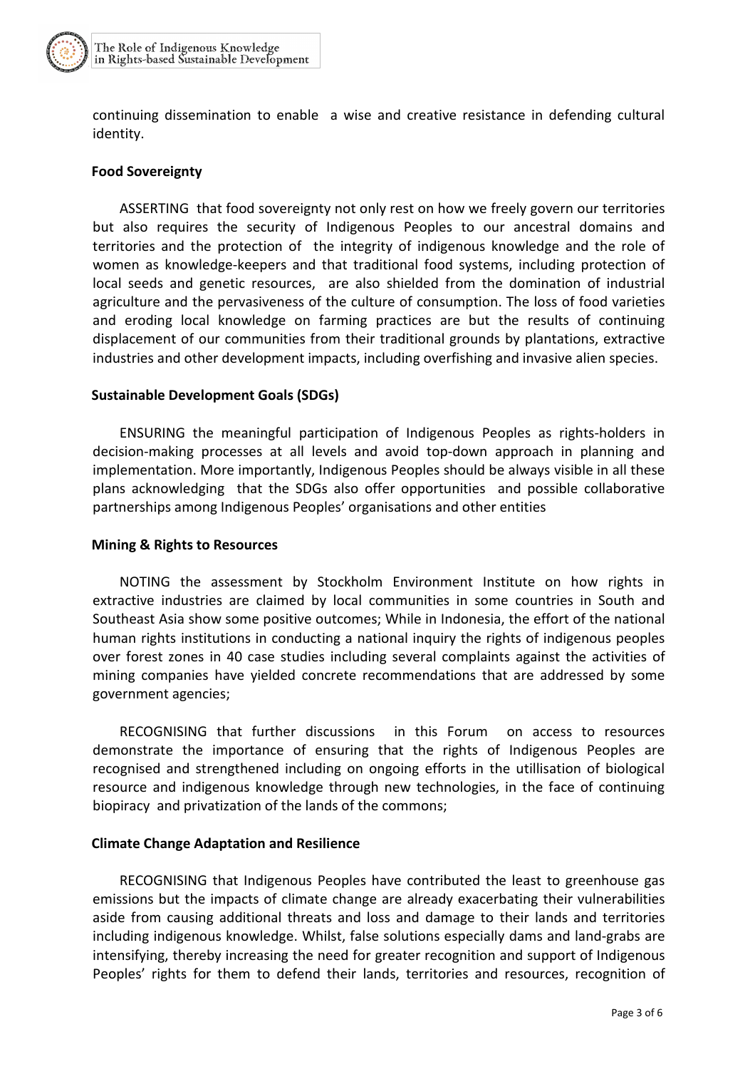continuing dissemination to enable a wise and creative resistance in defending cultural identity.

### Food Sovereignty

ASSERTING that food sovereignty not only rest on how we freely govern our territories but also requires the security of Indigenous Peoples to our ancestral domains and territories and the protection of the integrity of indigenous knowledge and the role of women as knowledge-keepers and that traditional food systems, including protection of local seeds and genetic resources, are also shielded from the domination of industrial agriculture and the pervasiveness of the culture of consumption. The loss of food varieties and eroding local knowledge on farming practices are but the results of continuing displacement of our communities from their traditional grounds by plantations, extractive industries and other development impacts, including overfishing and invasive alien species.

### Sustainable Development Goals (SDGs)

ENSURING the meaningful participation of Indigenous Peoples as rights-holders in decision-making processes at all levels and avoid top-down approach in planning and implementation. More importantly, Indigenous Peoples should be always visible in all these plans acknowledging that the SDGs also offer opportunities and possible collaborative partnerships among Indigenous Peoples' organisations and other entities

### Mining & Rights to Resources

NOTING the assessment by Stockholm Environment Institute on how rights in extractive industries are claimed by local communities in some countries in South and Southeast Asia show some positive outcomes; While in Indonesia, the effort of the national human rights institutions in conducting a national inquiry the rights of indigenous peoples over forest zones in 40 case studies including several complaints against the activities of mining companies have yielded concrete recommendations that are addressed by some government agencies;

RECOGNISING that further discussions in this Forum on access to resources demonstrate the importance of ensuring that the rights of Indigenous Peoples are recognised and strengthened including on ongoing efforts in the utillisation of biological resource and indigenous knowledge through new technologies, in the face of continuing biopiracy and privatization of the lands of the commons;

### Climate Change Adaptation and Resilience

RECOGNISING that Indigenous Peoples have contributed the least to greenhouse gas emissions but the impacts of climate change are already exacerbating their vulnerabilities aside from causing additional threats and loss and damage to their lands and territories including indigenous knowledge. Whilst, false solutions especially dams and land-grabs are intensifying, thereby increasing the need for greater recognition and support of Indigenous Peoples' rights for them to defend their lands, territories and resources, recognition of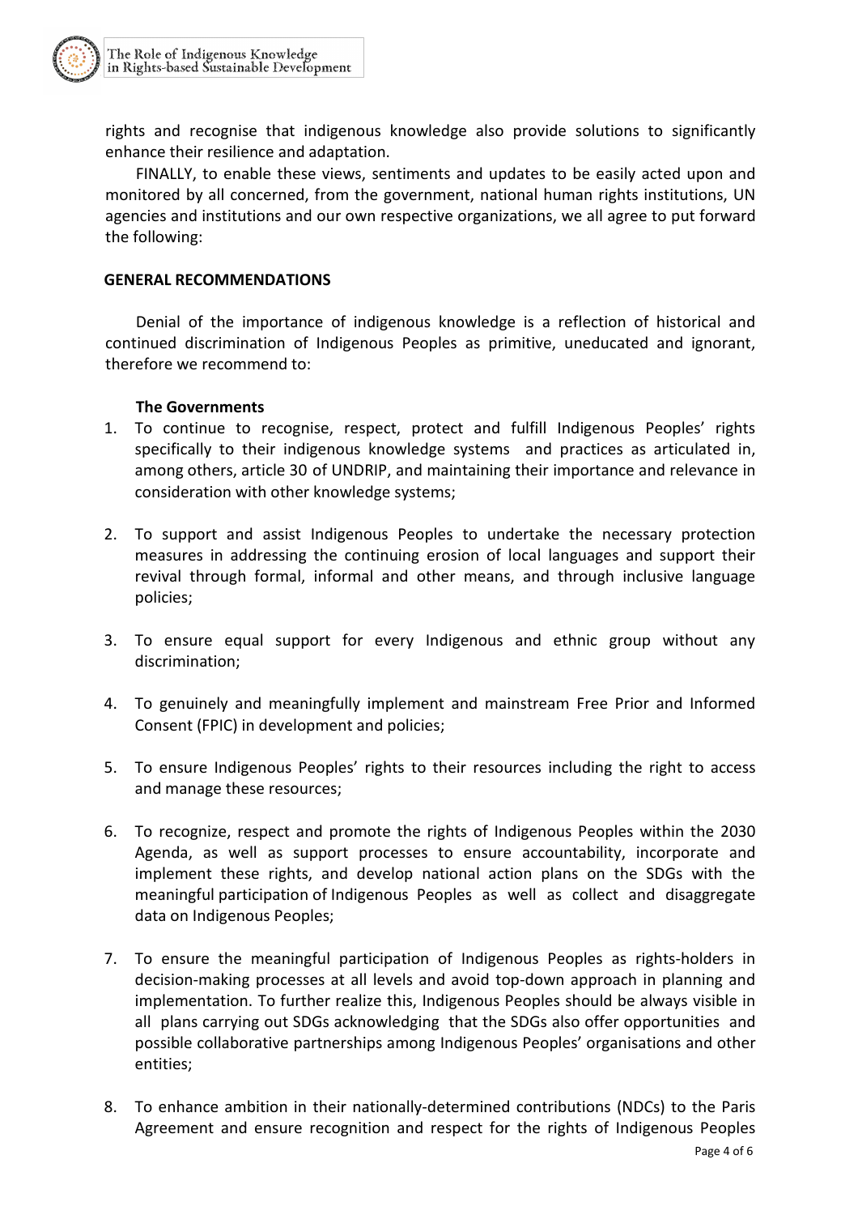rights and recognise that indigenous knowledge also provide solutions to significantly enhance their resilience and adaptation.

FINALLY, to enable these views, sentiments and updates to be easily acted upon and monitored by all concerned, from the government, national human rights institutions, UN agencies and institutions and our own respective organizations, we all agree to put forward the following:

## GENERAL RECOMMENDATIONS

Denial of the importance of indigenous knowledge is a reflection of historical and continued discrimination of Indigenous Peoples as primitive, uneducated and ignorant, therefore we recommend to:

### The Governments

1. To continue to recognise, respect, protect and fulfill Indigenous Peoples' rights specifically to their indigenous knowledge systems and practices as articulated in, among others, article 30 of UNDRIP, and maintaining their importance and relevance in consideration with other knowledge systems;

2. To support and assist Indigenous Peoples to undertake the necessary protection measures in addressing the continuing erosion of local languages and support their revival through formal, informal and other means, and through inclusive language policies;

3. To ensure equal support for every Indigenous and ethnic group without any discrimination;

4. To genuinely and meaningfully implement and mainstream Free Prior and Informed Consent (FPIC) in development and policies;

5. To ensure Indigenous Peoples' rights to their resources including the right to access and manage these resources;

6. To recognize, respect and promote the rights of Indigenous Peoples within the 2030 Agenda, as well as support processes to ensure accountability, incorporate and implement these rights, and develop national action plans on the SDGs with the meaningful participation of Indigenous Peoples as well as collect and disaggregate data on Indigenous Peoples;

7. To ensure the meaningful participation of Indigenous Peoples as rights-holders in decision-making processes at all levels and avoid top-down approach in planning and implementation. To further realize this, Indigenous Peoples should be always visible in all plans carrying out SDGs acknowledging that the SDGs also offer opportunities and possible collaborative partnerships among Indigenous Peoples' organisations and other entities;

8. To enhance ambition in their nationally-determined contributions (NDCs) to the Paris Agreement and ensure recognition and respect for the rights of Indigenous Peoples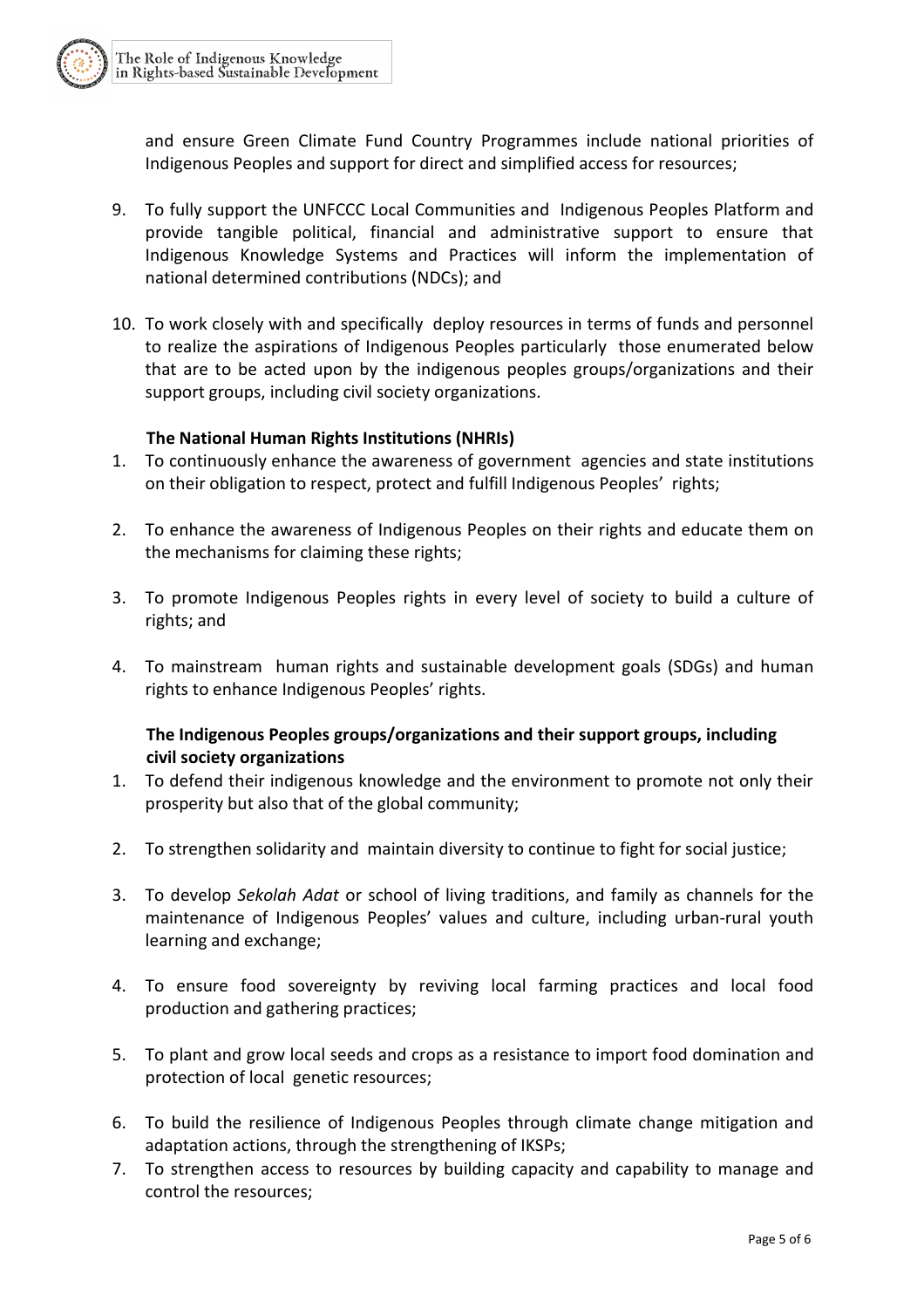and ensure Green Climate Fund Country Programmes include national priorities of Indigenous Peoples and support for direct and simplified access for resources;

9. To fully support the UNFCCC Local Communities and Indigenous Peoples Platform and provide tangible political, financial and administrative support to ensure that Indigenous Knowledge Systems and Practices will inform the implementation of national determined contributions (NDCs); and

10. To work closely with and specifically deploy resources in terms of funds and personnel to realize the aspirations of Indigenous Peoples particularly those enumerated below that are to be acted upon by the indigenous peoples groups/organizations and their support groups, including civil society organizations.

**The National Human Rights Institutions (NHRIs)**

1. To continuously enhance the awareness of government agencies and state institutions on their obligation to respect, protect and fulfill Indigenous Peoples' rights;

2. To enhance the awareness of Indigenous Peoples on their rights and educate them on the mechanisms for claiming these rights;

3. To promote Indigenous Peoples rights in every level of society to build a culture of rights; and

4. To mainstream human rights and sustainable development goals (SDGs) and human rights to enhance Indigenous Peoples' rights.

**The Indigenous Peoples groups/organizations and their support groups, including civil society organizations**

1. To defend their indigenous knowledge and the environment to promote not only their prosperity but also that of the global community;

2. To strengthen solidarity and maintain diversity to continue to fight for social justice;

3. To develop *Sekolah Adat* or school of living traditions, and family as channels for the maintenance of Indigenous Peoples' values and culture, including urban-rural youth learning and exchange;

4. To ensure food sovereignty by reviving local farming practices and local food production and gathering practices;

5. To plant and grow local seeds and crops as a resistance to import food domination and protection of local genetic resources;

6. To build the resilience of Indigenous Peoples through climate change mitigation and adaptation actions, through the strengthening of IKSPs;
7. To strengthen access to resources by building capacity and capability to manage and control the resources;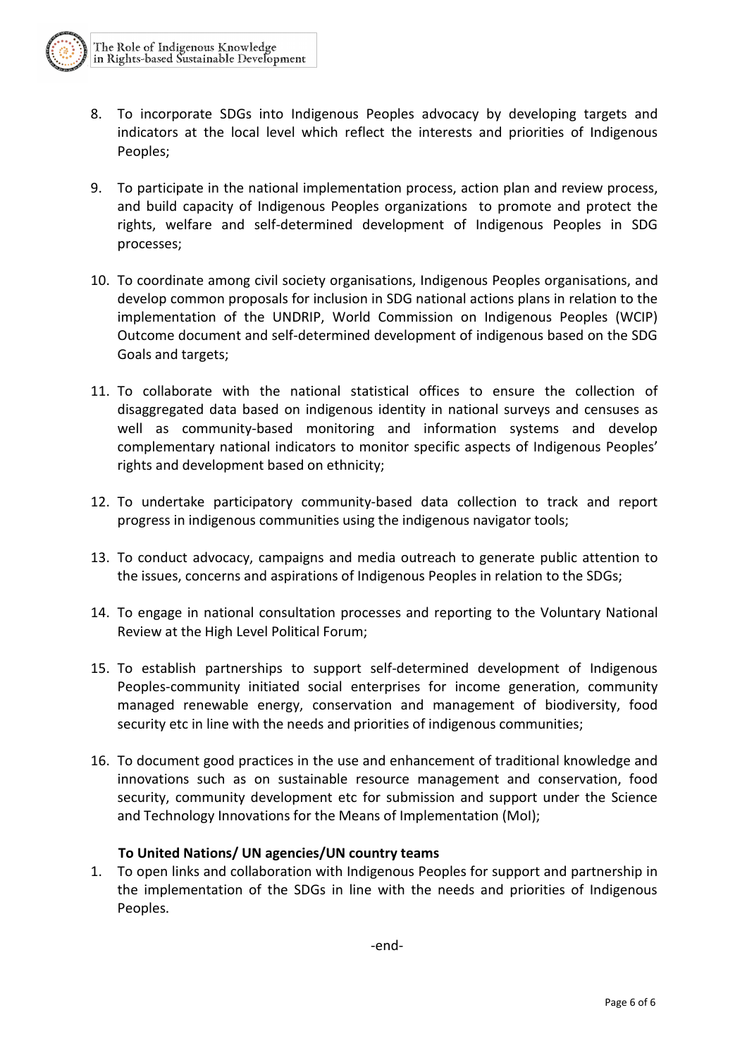8. To incorporate SDGs into Indigenous Peoples advocacy by developing targets and indicators at the local level which reflect the interests and priorities of Indigenous Peoples;

9. To participate in the national implementation process, action plan and review process, and build capacity of Indigenous Peoples organizations to promote and protect the rights, welfare and self-determined development of Indigenous Peoples in SDG processes;

10. To coordinate among civil society organisations, Indigenous Peoples organisations, and develop common proposals for inclusion in SDG national actions plans in relation to the implementation of the UNDRIP, World Commission on Indigenous Peoples (WCIP) Outcome document and self-determined development of indigenous based on the SDG Goals and targets;

11. To collaborate with the national statistical offices to ensure the collection of disaggregated data based on indigenous identity in national surveys and censuses as well as community-based monitoring and information systems and develop complementary national indicators to monitor specific aspects of Indigenous Peoples' rights and development based on ethnicity;

12. To undertake participatory community-based data collection to track and report progress in indigenous communities using the indigenous navigator tools;

13. To conduct advocacy, campaigns and media outreach to generate public attention to the issues, concerns and aspirations of Indigenous Peoples in relation to the SDGs;

14. To engage in national consultation processes and reporting to the Voluntary National Review at the High Level Political Forum;

15. To establish partnerships to support self-determined development of Indigenous Peoples-community initiated social enterprises for income generation, community managed renewable energy, conservation and management of biodiversity, food security etc in line with the needs and priorities of indigenous communities;

16. To document good practices in the use and enhancement of traditional knowledge and innovations such as on sustainable resource management and conservation, food security, community development etc for submission and support under the Science and Technology Innovations for the Means of Implementation (MoI);

**To United Nations/ UN agencies/UN country teams**

1. To open links and collaboration with Indigenous Peoples for support and partnership in the implementation of the SDGs in line with the needs and priorities of Indigenous Peoples.

-end-